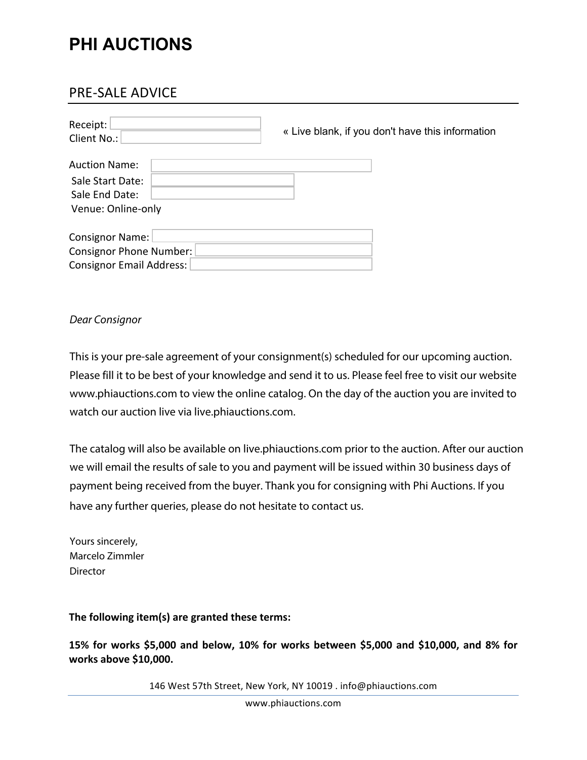# PHI AUCTIONS

## PRE-SALE ADVICE

Receiver: 
Client No.: 

« Live blank, if you don't have this information

Auction Name: 
Sale Start Date: 
Sale End Date: 
Venue: Online-only

Consignor Name: 
Consignor Phone Number: 
Consignor Email Address: 

*Dear Consignor*

This is your pre-sale agreement of your consignment(s) scheduled for our upcoming auction. Please fill it to be best of your knowledge and send it to us. Please feel free to visit our website www.phiauctions.com to view the online catalog. On the day of the auction you are invited to watch our auction live via live.phiauctions.com.

The catalog will also be available on live.phiauctions.com prior to the auction. After our auction we will email the results of sale to you and payment will be issued within 30 business days of payment being received from the buyer. Thank you for consigning with Phi Auctions. If you have any further queries, please do not hesitate to contact us.

Yours sincerely,
Marcelo Zimmler
Director

**The following item(s) are granted these terms:**

**15% for works $5,000 and below, 10% for works between $5,000 and $10,000, and 8% for works above $10,000.**

146 West 57th Street, New York, NY 10019 . info@phiauctions.com

www.phiauctions.com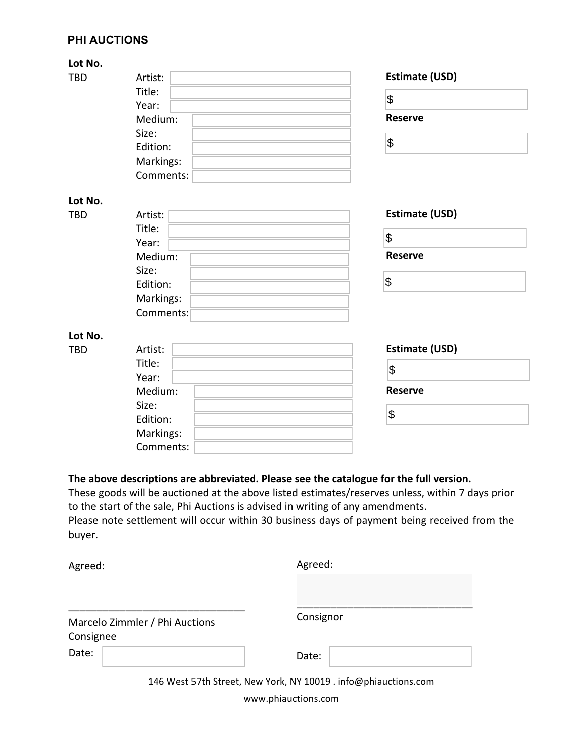**PHI AUCTIONS**

**Lot No.**
TBD

Artist:
Title:
Year:
Medium:
Size:
Edition:
Markings:
Comments:

**Estimate (USD)**

$

**Reserve**

$

---

**Lot No.**
TBD

Artist:
Title:
Year:
Medium:
Size:
Edition:
Markings:
Comments:

**Estimate (USD)**

$

**Reserve**

$

---

**Lot No.**
TBD

Artist:
Title:
Year:
Medium:
Size:
Edition:
Markings:
Comments:

**Estimate (USD)**

$

**Reserve**

$

---

**The above descriptions are abbreviated. Please see the catalogue for the full version.**
These goods will be auctioned at the above listed estimates/reserves unless, within 7 days prior to the start of the sale, Phi Auctions is advised in writing of any amendments.
Please note settlement will occur within 30 business days of payment being received from the buyer.

Agreed:

_______________________________
Marcelo Zimmler / Phi Auctions
Consignee

Date:

Agreed:

_______________________________
Consignor

Date:

146 West 57th Street, New York, NY 10019 . info@phiauctions.com
www.phiauctions.com